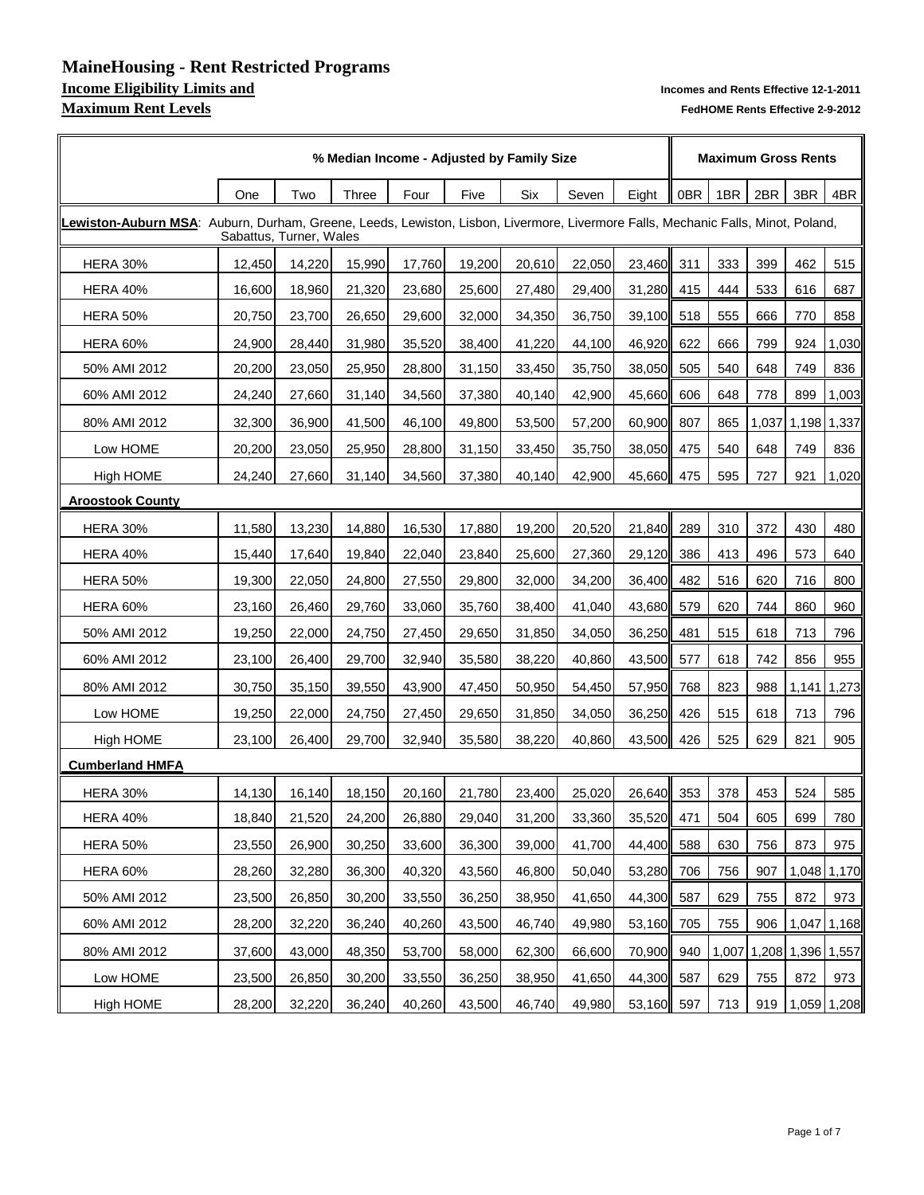# MaineHousing - Rent Restricted Programs

## Income Eligibility Limits and Maximum Rent Levels

**Incomes and Rents Effective 12-1-2011**

**FedHOME Rents Effective 2-9-2012**

| | % Median Income - Adjusted by Family Size | | | | | | | | Maximum Gross Rents | | | | |
|---|---|---|---|---|---|---|---|---|---|---|---|---|---|
| | One | Two | Three | Four | Five | Six | Seven | Eight | 0BR | 1BR | 2BR | 3BR | 4BR |
| **Lewiston-Auburn MSA**: Auburn, Durham, Greene, Leeds, Lewiston, Lisbon, Livermore, Livermore Falls, Mechanic Falls, Minot, Poland, Sabattus, Turner, Wales | | | | | | | | | | | | | |
| HERA 30% | 12,450 | 14,220 | 15,990 | 17,760 | 19,200 | 20,610 | 22,050 | 23,460 | 311 | 333 | 399 | 462 | 515 |
| HERA 40% | 16,600 | 18,960 | 21,320 | 23,680 | 25,600 | 27,480 | 29,400 | 31,280 | 415 | 444 | 533 | 616 | 687 |
| HERA 50% | 20,750 | 23,700 | 26,650 | 29,600 | 32,000 | 34,350 | 36,750 | 39,100 | 518 | 555 | 666 | 770 | 858 |
| HERA 60% | 24,900 | 28,440 | 31,980 | 35,520 | 38,400 | 41,220 | 44,100 | 46,920 | 622 | 666 | 799 | 924 | 1,030 |
| 50% AMI 2012 | 20,200 | 23,050 | 25,950 | 28,800 | 31,150 | 33,450 | 35,750 | 38,050 | 505 | 540 | 648 | 749 | 836 |
| 60% AMI 2012 | 24,240 | 27,660 | 31,140 | 34,560 | 37,380 | 40,140 | 42,900 | 45,660 | 606 | 648 | 778 | 899 | 1,003 |
| 80% AMI 2012 | 32,300 | 36,900 | 41,500 | 46,100 | 49,800 | 53,500 | 57,200 | 60,900 | 807 | 865 | 1,037 | 1,198 | 1,337 |
| Low HOME | 20,200 | 23,050 | 25,950 | 28,800 | 31,150 | 33,450 | 35,750 | 38,050 | 475 | 540 | 648 | 749 | 836 |
| High HOME | 24,240 | 27,660 | 31,140 | 34,560 | 37,380 | 40,140 | 42,900 | 45,660 | 475 | 595 | 727 | 921 | 1,020 |
| **Aroostook County** | | | | | | | | | | | | | |
| HERA 30% | 11,580 | 13,230 | 14,880 | 16,530 | 17,880 | 19,200 | 20,520 | 21,840 | 289 | 310 | 372 | 430 | 480 |
| HERA 40% | 15,440 | 17,640 | 19,840 | 22,040 | 23,840 | 25,600 | 27,360 | 29,120 | 386 | 413 | 496 | 573 | 640 |
| HERA 50% | 19,300 | 22,050 | 24,800 | 27,550 | 29,800 | 32,000 | 34,200 | 36,400 | 482 | 516 | 620 | 716 | 800 |
| HERA 60% | 23,160 | 26,460 | 29,760 | 33,060 | 35,760 | 38,400 | 41,040 | 43,680 | 579 | 620 | 744 | 860 | 960 |
| 50% AMI 2012 | 19,250 | 22,000 | 24,750 | 27,450 | 29,650 | 31,850 | 34,050 | 36,250 | 481 | 515 | 618 | 713 | 796 |
| 60% AMI 2012 | 23,100 | 26,400 | 29,700 | 32,940 | 35,580 | 38,220 | 40,860 | 43,500 | 577 | 618 | 742 | 856 | 955 |
| 80% AMI 2012 | 30,750 | 35,150 | 39,550 | 43,900 | 47,450 | 50,950 | 54,450 | 57,950 | 768 | 823 | 988 | 1,141 | 1,273 |
| Low HOME | 19,250 | 22,000 | 24,750 | 27,450 | 29,650 | 31,850 | 34,050 | 36,250 | 426 | 515 | 618 | 713 | 796 |
| High HOME | 23,100 | 26,400 | 29,700 | 32,940 | 35,580 | 38,220 | 40,860 | 43,500 | 426 | 525 | 629 | 821 | 905 |
| **Cumberland HMFA** | | | | | | | | | | | | | |
| HERA 30% | 14,130 | 16,140 | 18,150 | 20,160 | 21,780 | 23,400 | 25,020 | 26,640 | 353 | 378 | 453 | 524 | 585 |
| HERA 40% | 18,840 | 21,520 | 24,200 | 26,880 | 29,040 | 31,200 | 33,360 | 35,520 | 471 | 504 | 605 | 699 | 780 |
| HERA 50% | 23,550 | 26,900 | 30,250 | 33,600 | 36,300 | 39,000 | 41,700 | 44,400 | 588 | 630 | 756 | 873 | 975 |
| HERA 60% | 28,260 | 32,280 | 36,300 | 40,320 | 43,560 | 46,800 | 50,040 | 53,280 | 706 | 756 | 907 | 1,048 | 1,170 |
| 50% AMI 2012 | 23,500 | 26,850 | 30,200 | 33,550 | 36,250 | 38,950 | 41,650 | 44,300 | 587 | 629 | 755 | 872 | 973 |
| 60% AMI 2012 | 28,200 | 32,220 | 36,240 | 40,260 | 43,500 | 46,740 | 49,980 | 53,160 | 705 | 755 | 906 | 1,047 | 1,168 |
| 80% AMI 2012 | 37,600 | 43,000 | 48,350 | 53,700 | 58,000 | 62,300 | 66,600 | 70,900 | 940 | 1,007 | 1,208 | 1,396 | 1,557 |
| Low HOME | 23,500 | 26,850 | 30,200 | 33,550 | 36,250 | 38,950 | 41,650 | 44,300 | 587 | 629 | 755 | 872 | 973 |
| High HOME | 28,200 | 32,220 | 36,240 | 40,260 | 43,500 | 46,740 | 49,980 | 53,160 | 597 | 713 | 919 | 1,059 | 1,208 |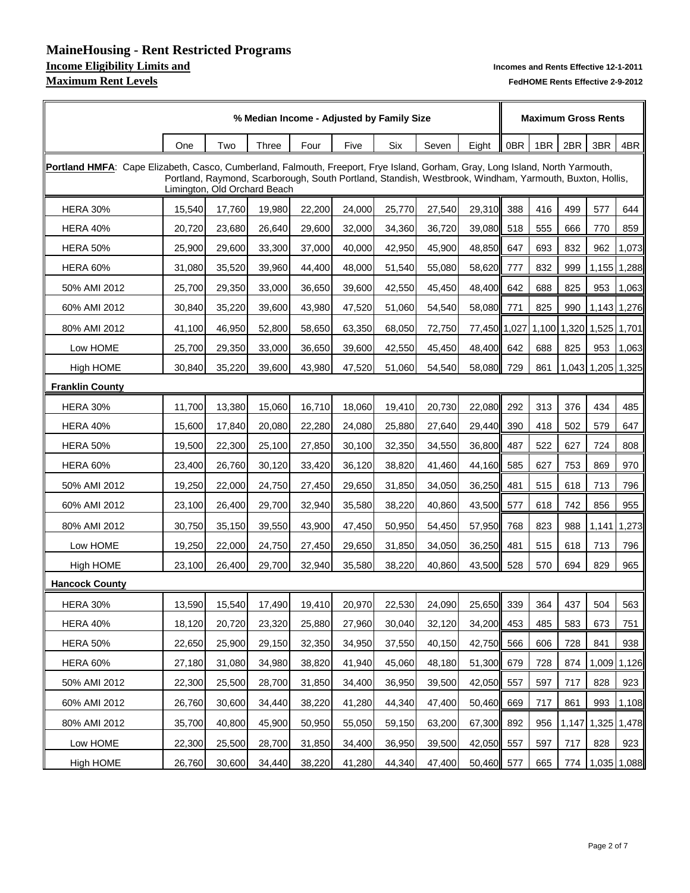# MaineHousing - Rent Restricted Programs

## Income Eligibility Limits and Maximum Rent Levels

**Incomes and Rents Effective 12-1-2011**

**FedHOME Rents Effective 2-9-2012**

| | % Median Income - Adjusted by Family Size | | | | | | | | Maximum Gross Rents | | | | |
|---|---|---|---|---|---|---|---|---|---|---|---|---|---|
| | One | Two | Three | Four | Five | Six | Seven | Eight | 0BR | 1BR | 2BR | 3BR | 4BR |
| **Portland HMFA**: Cape Elizabeth, Casco, Cumberland, Falmouth, Freeport, Frye Island, Gorham, Gray, Long Island, North Yarmouth, Portland, Raymond, Scarborough, South Portland, Standish, Westbrook, Windham, Yarmouth, Buxton, Hollis, Limington, Old Orchard Beach | | | | | | | | | | | | | |
| HERA 30% | 15,540 | 17,760 | 19,980 | 22,200 | 24,000 | 25,770 | 27,540 | 29,310 | 388 | 416 | 499 | 577 | 644 |
| HERA 40% | 20,720 | 23,680 | 26,640 | 29,600 | 32,000 | 34,360 | 36,720 | 39,080 | 518 | 555 | 666 | 770 | 859 |
| HERA 50% | 25,900 | 29,600 | 33,300 | 37,000 | 40,000 | 42,950 | 45,900 | 48,850 | 647 | 693 | 832 | 962 | 1,073 |
| HERA 60% | 31,080 | 35,520 | 39,960 | 44,400 | 48,000 | 51,540 | 55,080 | 58,620 | 777 | 832 | 999 | 1,155 | 1,288 |
| 50% AMI 2012 | 25,700 | 29,350 | 33,000 | 36,650 | 39,600 | 42,550 | 45,450 | 48,400 | 642 | 688 | 825 | 953 | 1,063 |
| 60% AMI 2012 | 30,840 | 35,220 | 39,600 | 43,980 | 47,520 | 51,060 | 54,540 | 58,080 | 771 | 825 | 990 | 1,143 | 1,276 |
| 80% AMI 2012 | 41,100 | 46,950 | 52,800 | 58,650 | 63,350 | 68,050 | 72,750 | 77,450 | 1,027 | 1,100 | 1,320 | 1,525 | 1,701 |
| Low HOME | 25,700 | 29,350 | 33,000 | 36,650 | 39,600 | 42,550 | 45,450 | 48,400 | 642 | 688 | 825 | 953 | 1,063 |
| High HOME | 30,840 | 35,220 | 39,600 | 43,980 | 47,520 | 51,060 | 54,540 | 58,080 | 729 | 861 | 1,043 | 1,205 | 1,325 |
| **Franklin County** | | | | | | | | | | | | | |
| HERA 30% | 11,700 | 13,380 | 15,060 | 16,710 | 18,060 | 19,410 | 20,730 | 22,080 | 292 | 313 | 376 | 434 | 485 |
| HERA 40% | 15,600 | 17,840 | 20,080 | 22,280 | 24,080 | 25,880 | 27,640 | 29,440 | 390 | 418 | 502 | 579 | 647 |
| HERA 50% | 19,500 | 22,300 | 25,100 | 27,850 | 30,100 | 32,350 | 34,550 | 36,800 | 487 | 522 | 627 | 724 | 808 |
| HERA 60% | 23,400 | 26,760 | 30,120 | 33,420 | 36,120 | 38,820 | 41,460 | 44,160 | 585 | 627 | 753 | 869 | 970 |
| 50% AMI 2012 | 19,250 | 22,000 | 24,750 | 27,450 | 29,650 | 31,850 | 34,050 | 36,250 | 481 | 515 | 618 | 713 | 796 |
| 60% AMI 2012 | 23,100 | 26,400 | 29,700 | 32,940 | 35,580 | 38,220 | 40,860 | 43,500 | 577 | 618 | 742 | 856 | 955 |
| 80% AMI 2012 | 30,750 | 35,150 | 39,550 | 43,900 | 47,450 | 50,950 | 54,450 | 57,950 | 768 | 823 | 988 | 1,141 | 1,273 |
| Low HOME | 19,250 | 22,000 | 24,750 | 27,450 | 29,650 | 31,850 | 34,050 | 36,250 | 481 | 515 | 618 | 713 | 796 |
| High HOME | 23,100 | 26,400 | 29,700 | 32,940 | 35,580 | 38,220 | 40,860 | 43,500 | 528 | 570 | 694 | 829 | 965 |
| **Hancock County** | | | | | | | | | | | | | |
| HERA 30% | 13,590 | 15,540 | 17,490 | 19,410 | 20,970 | 22,530 | 24,090 | 25,650 | 339 | 364 | 437 | 504 | 563 |
| HERA 40% | 18,120 | 20,720 | 23,320 | 25,880 | 27,960 | 30,040 | 32,120 | 34,200 | 453 | 485 | 583 | 673 | 751 |
| HERA 50% | 22,650 | 25,900 | 29,150 | 32,350 | 34,950 | 37,550 | 40,150 | 42,750 | 566 | 606 | 728 | 841 | 938 |
| HERA 60% | 27,180 | 31,080 | 34,980 | 38,820 | 41,940 | 45,060 | 48,180 | 51,300 | 679 | 728 | 874 | 1,009 | 1,126 |
| 50% AMI 2012 | 22,300 | 25,500 | 28,700 | 31,850 | 34,400 | 36,950 | 39,500 | 42,050 | 557 | 597 | 717 | 828 | 923 |
| 60% AMI 2012 | 26,760 | 30,600 | 34,440 | 38,220 | 41,280 | 44,340 | 47,400 | 50,460 | 669 | 717 | 861 | 993 | 1,108 |
| 80% AMI 2012 | 35,700 | 40,800 | 45,900 | 50,950 | 55,050 | 59,150 | 63,200 | 67,300 | 892 | 956 | 1,147 | 1,325 | 1,478 |
| Low HOME | 22,300 | 25,500 | 28,700 | 31,850 | 34,400 | 36,950 | 39,500 | 42,050 | 557 | 597 | 717 | 828 | 923 |
| High HOME | 26,760 | 30,600 | 34,440 | 38,220 | 41,280 | 44,340 | 47,400 | 50,460 | 577 | 665 | 774 | 1,035 | 1,088 |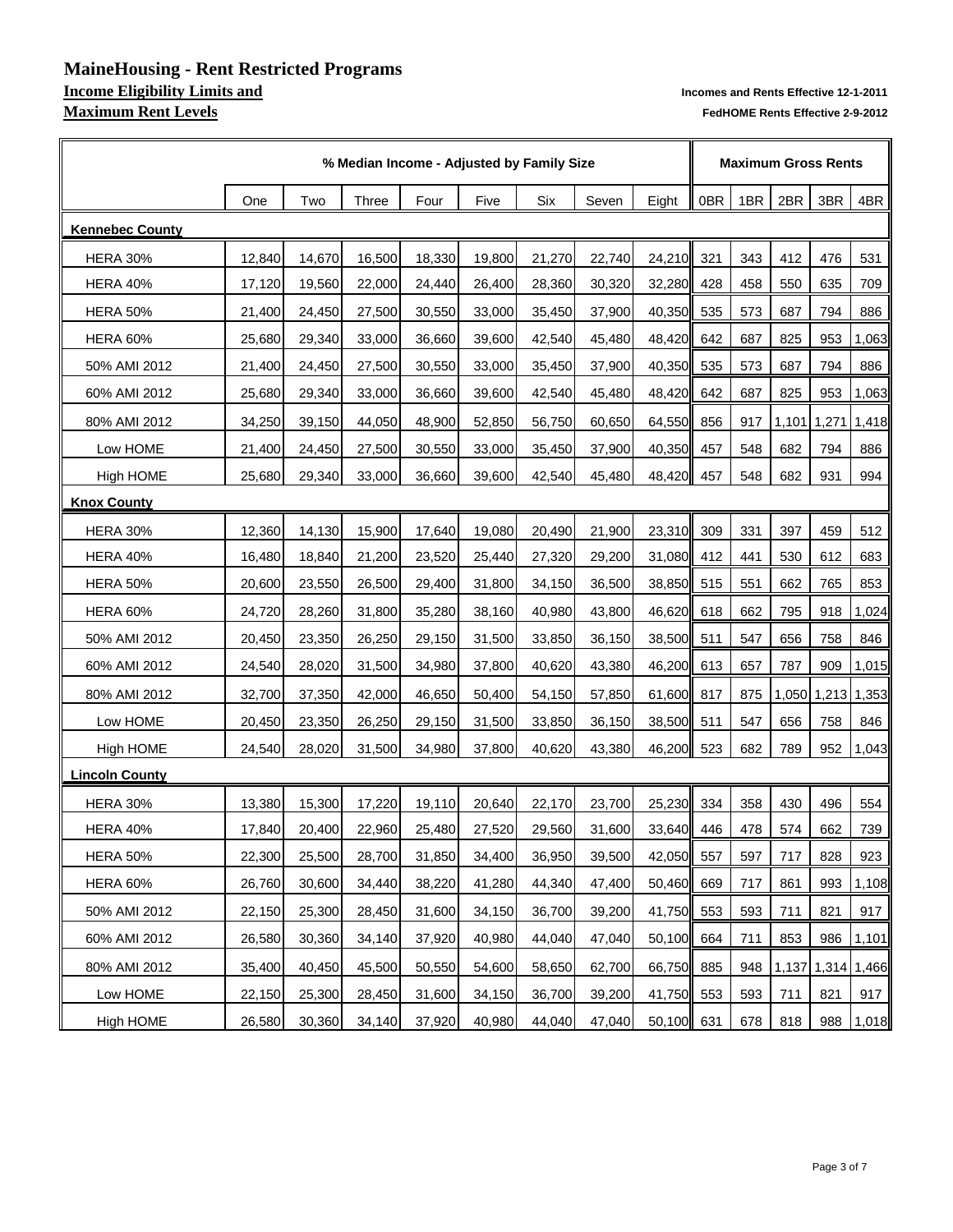# MaineHousing - Rent Restricted Programs

**Income Eligibility Limits and** | **Incomes and Rents Effective 12-1-2011**

**Maximum Rent Levels** | **FedHOME Rents Effective 2-9-2012**

| | % Median Income - Adjusted by Family Size | | | | | | | | Maximum Gross Rents | | | | |
|---|---|---|---|---|---|---|---|---|---|---|---|---|---|
| | One | Two | Three | Four | Five | Six | Seven | Eight | 0BR | 1BR | 2BR | 3BR | 4BR |
| **Kennebec County** | | | | | | | | | | | | | |
| HERA 30% | 12,840 | 14,670 | 16,500 | 18,330 | 19,800 | 21,270 | 22,740 | 24,210 | 321 | 343 | 412 | 476 | 531 |
| HERA 40% | 17,120 | 19,560 | 22,000 | 24,440 | 26,400 | 28,360 | 30,320 | 32,280 | 428 | 458 | 550 | 635 | 709 |
| HERA 50% | 21,400 | 24,450 | 27,500 | 30,550 | 33,000 | 35,450 | 37,900 | 40,350 | 535 | 573 | 687 | 794 | 886 |
| HERA 60% | 25,680 | 29,340 | 33,000 | 36,660 | 39,600 | 42,540 | 45,480 | 48,420 | 642 | 687 | 825 | 953 | 1,063 |
| 50% AMI 2012 | 21,400 | 24,450 | 27,500 | 30,550 | 33,000 | 35,450 | 37,900 | 40,350 | 535 | 573 | 687 | 794 | 886 |
| 60% AMI 2012 | 25,680 | 29,340 | 33,000 | 36,660 | 39,600 | 42,540 | 45,480 | 48,420 | 642 | 687 | 825 | 953 | 1,063 |
| 80% AMI 2012 | 34,250 | 39,150 | 44,050 | 48,900 | 52,850 | 56,750 | 60,650 | 64,550 | 856 | 917 | 1,101 | 1,271 | 1,418 |
| Low HOME | 21,400 | 24,450 | 27,500 | 30,550 | 33,000 | 35,450 | 37,900 | 40,350 | 457 | 548 | 682 | 794 | 886 |
| High HOME | 25,680 | 29,340 | 33,000 | 36,660 | 39,600 | 42,540 | 45,480 | 48,420 | 457 | 548 | 682 | 931 | 994 |
| **Knox County** | | | | | | | | | | | | | |
| HERA 30% | 12,360 | 14,130 | 15,900 | 17,640 | 19,080 | 20,490 | 21,900 | 23,310 | 309 | 331 | 397 | 459 | 512 |
| HERA 40% | 16,480 | 18,840 | 21,200 | 23,520 | 25,440 | 27,320 | 29,200 | 31,080 | 412 | 441 | 530 | 612 | 683 |
| HERA 50% | 20,600 | 23,550 | 26,500 | 29,400 | 31,800 | 34,150 | 36,500 | 38,850 | 515 | 551 | 662 | 765 | 853 |
| HERA 60% | 24,720 | 28,260 | 31,800 | 35,280 | 38,160 | 40,980 | 43,800 | 46,620 | 618 | 662 | 795 | 918 | 1,024 |
| 50% AMI 2012 | 20,450 | 23,350 | 26,250 | 29,150 | 31,500 | 33,850 | 36,150 | 38,500 | 511 | 547 | 656 | 758 | 846 |
| 60% AMI 2012 | 24,540 | 28,020 | 31,500 | 34,980 | 37,800 | 40,620 | 43,380 | 46,200 | 613 | 657 | 787 | 909 | 1,015 |
| 80% AMI 2012 | 32,700 | 37,350 | 42,000 | 46,650 | 50,400 | 54,150 | 57,850 | 61,600 | 817 | 875 | 1,050 | 1,213 | 1,353 |
| Low HOME | 20,450 | 23,350 | 26,250 | 29,150 | 31,500 | 33,850 | 36,150 | 38,500 | 511 | 547 | 656 | 758 | 846 |
| High HOME | 24,540 | 28,020 | 31,500 | 34,980 | 37,800 | 40,620 | 43,380 | 46,200 | 523 | 682 | 789 | 952 | 1,043 |
| **Lincoln County** | | | | | | | | | | | | | |
| HERA 30% | 13,380 | 15,300 | 17,220 | 19,110 | 20,640 | 22,170 | 23,700 | 25,230 | 334 | 358 | 430 | 496 | 554 |
| HERA 40% | 17,840 | 20,400 | 22,960 | 25,480 | 27,520 | 29,560 | 31,600 | 33,640 | 446 | 478 | 574 | 662 | 739 |
| HERA 50% | 22,300 | 25,500 | 28,700 | 31,850 | 34,400 | 36,950 | 39,500 | 42,050 | 557 | 597 | 717 | 828 | 923 |
| HERA 60% | 26,760 | 30,600 | 34,440 | 38,220 | 41,280 | 44,340 | 47,400 | 50,460 | 669 | 717 | 861 | 993 | 1,108 |
| 50% AMI 2012 | 22,150 | 25,300 | 28,450 | 31,600 | 34,150 | 36,700 | 39,200 | 41,750 | 553 | 593 | 711 | 821 | 917 |
| 60% AMI 2012 | 26,580 | 30,360 | 34,140 | 37,920 | 40,980 | 44,040 | 47,040 | 50,100 | 664 | 711 | 853 | 986 | 1,101 |
| 80% AMI 2012 | 35,400 | 40,450 | 45,500 | 50,550 | 54,600 | 58,650 | 62,700 | 66,750 | 885 | 948 | 1,137 | 1,314 | 1,466 |
| Low HOME | 22,150 | 25,300 | 28,450 | 31,600 | 34,150 | 36,700 | 39,200 | 41,750 | 553 | 593 | 711 | 821 | 917 |
| High HOME | 26,580 | 30,360 | 34,140 | 37,920 | 40,980 | 44,040 | 47,040 | 50,100 | 631 | 678 | 818 | 988 | 1,018 |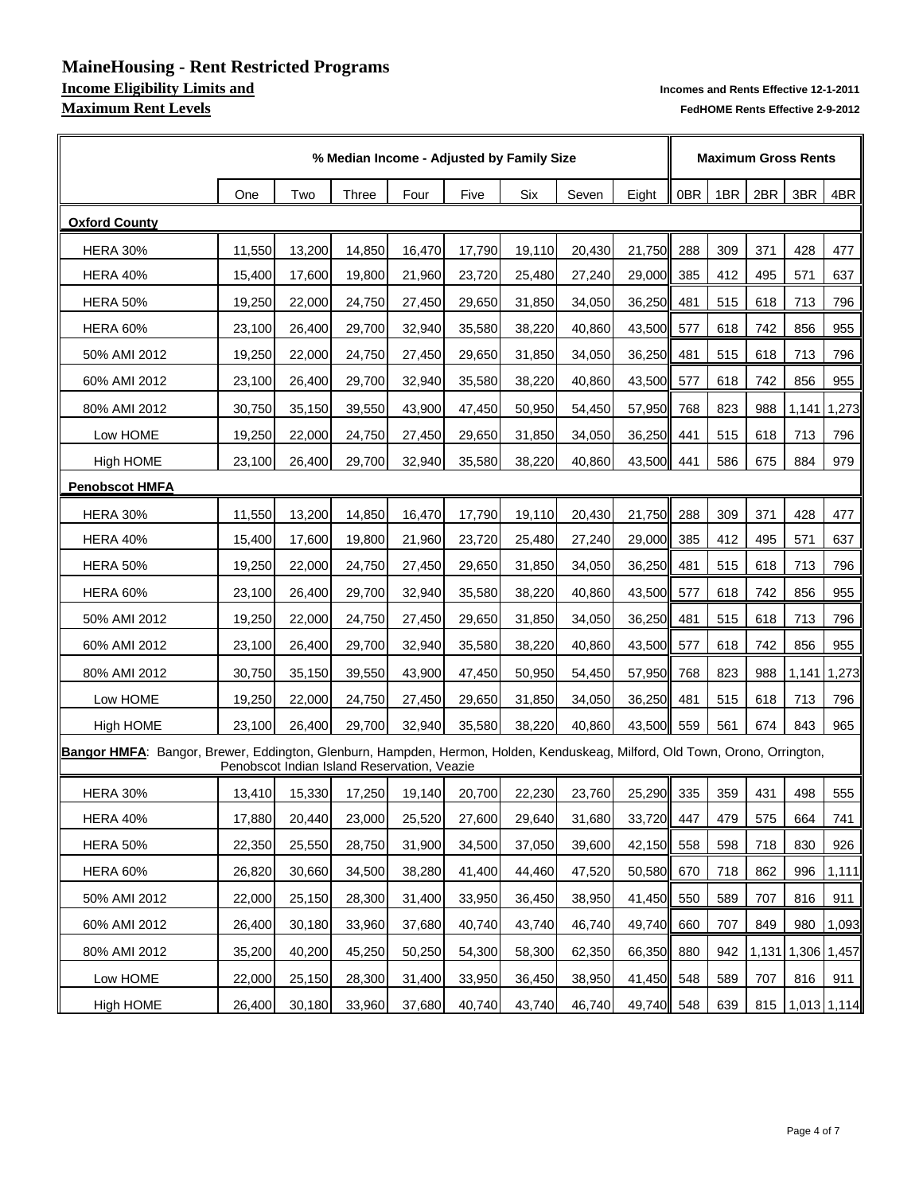# MaineHousing - Rent Restricted Programs

**Income Eligibility Limits and**

**Maximum Rent Levels**

**Incomes and Rents Effective 12-1-2011**

**FedHOME Rents Effective 2-9-2012**

| | % Median Income - Adjusted by Family Size | | | | | | | | Maximum Gross Rents | | | | |
|---|---|---|---|---|---|---|---|---|---|---|---|---|---|
| | One | Two | Three | Four | Five | Six | Seven | Eight | 0BR | 1BR | 2BR | 3BR | 4BR |
| **Oxford County** | | | | | | | | | | | | | |
| HERA 30% | 11,550 | 13,200 | 14,850 | 16,470 | 17,790 | 19,110 | 20,430 | 21,750 | 288 | 309 | 371 | 428 | 477 |
| HERA 40% | 15,400 | 17,600 | 19,800 | 21,960 | 23,720 | 25,480 | 27,240 | 29,000 | 385 | 412 | 495 | 571 | 637 |
| HERA 50% | 19,250 | 22,000 | 24,750 | 27,450 | 29,650 | 31,850 | 34,050 | 36,250 | 481 | 515 | 618 | 713 | 796 |
| HERA 60% | 23,100 | 26,400 | 29,700 | 32,940 | 35,580 | 38,220 | 40,860 | 43,500 | 577 | 618 | 742 | 856 | 955 |
| 50% AMI 2012 | 19,250 | 22,000 | 24,750 | 27,450 | 29,650 | 31,850 | 34,050 | 36,250 | 481 | 515 | 618 | 713 | 796 |
| 60% AMI 2012 | 23,100 | 26,400 | 29,700 | 32,940 | 35,580 | 38,220 | 40,860 | 43,500 | 577 | 618 | 742 | 856 | 955 |
| 80% AMI 2012 | 30,750 | 35,150 | 39,550 | 43,900 | 47,450 | 50,950 | 54,450 | 57,950 | 768 | 823 | 988 | 1,141 | 1,273 |
| Low HOME | 19,250 | 22,000 | 24,750 | 27,450 | 29,650 | 31,850 | 34,050 | 36,250 | 441 | 515 | 618 | 713 | 796 |
| High HOME | 23,100 | 26,400 | 29,700 | 32,940 | 35,580 | 38,220 | 40,860 | 43,500 | 441 | 586 | 675 | 884 | 979 |
| **Penobscot HMFA** | | | | | | | | | | | | | |
| HERA 30% | 11,550 | 13,200 | 14,850 | 16,470 | 17,790 | 19,110 | 20,430 | 21,750 | 288 | 309 | 371 | 428 | 477 |
| HERA 40% | 15,400 | 17,600 | 19,800 | 21,960 | 23,720 | 25,480 | 27,240 | 29,000 | 385 | 412 | 495 | 571 | 637 |
| HERA 50% | 19,250 | 22,000 | 24,750 | 27,450 | 29,650 | 31,850 | 34,050 | 36,250 | 481 | 515 | 618 | 713 | 796 |
| HERA 60% | 23,100 | 26,400 | 29,700 | 32,940 | 35,580 | 38,220 | 40,860 | 43,500 | 577 | 618 | 742 | 856 | 955 |
| 50% AMI 2012 | 19,250 | 22,000 | 24,750 | 27,450 | 29,650 | 31,850 | 34,050 | 36,250 | 481 | 515 | 618 | 713 | 796 |
| 60% AMI 2012 | 23,100 | 26,400 | 29,700 | 32,940 | 35,580 | 38,220 | 40,860 | 43,500 | 577 | 618 | 742 | 856 | 955 |
| 80% AMI 2012 | 30,750 | 35,150 | 39,550 | 43,900 | 47,450 | 50,950 | 54,450 | 57,950 | 768 | 823 | 988 | 1,141 | 1,273 |
| Low HOME | 19,250 | 22,000 | 24,750 | 27,450 | 29,650 | 31,850 | 34,050 | 36,250 | 481 | 515 | 618 | 713 | 796 |
| High HOME | 23,100 | 26,400 | 29,700 | 32,940 | 35,580 | 38,220 | 40,860 | 43,500 | 559 | 561 | 674 | 843 | 965 |
| **Bangor HMFA**: Bangor, Brewer, Eddington, Glenburn, Hampden, Hermon, Holden, Kenduskeag, Milford, Old Town, Orono, Orrington, Penobscot Indian Island Reservation, Veazie | | | | | | | | | | | | | |
| HERA 30% | 13,410 | 15,330 | 17,250 | 19,140 | 20,700 | 22,230 | 23,760 | 25,290 | 335 | 359 | 431 | 498 | 555 |
| HERA 40% | 17,880 | 20,440 | 23,000 | 25,520 | 27,600 | 29,640 | 31,680 | 33,720 | 447 | 479 | 575 | 664 | 741 |
| HERA 50% | 22,350 | 25,550 | 28,750 | 31,900 | 34,500 | 37,050 | 39,600 | 42,150 | 558 | 598 | 718 | 830 | 926 |
| HERA 60% | 26,820 | 30,660 | 34,500 | 38,280 | 41,400 | 44,460 | 47,520 | 50,580 | 670 | 718 | 862 | 996 | 1,111 |
| 50% AMI 2012 | 22,000 | 25,150 | 28,300 | 31,400 | 33,950 | 36,450 | 38,950 | 41,450 | 550 | 589 | 707 | 816 | 911 |
| 60% AMI 2012 | 26,400 | 30,180 | 33,960 | 37,680 | 40,740 | 43,740 | 46,740 | 49,740 | 660 | 707 | 849 | 980 | 1,093 |
| 80% AMI 2012 | 35,200 | 40,200 | 45,250 | 50,250 | 54,300 | 58,300 | 62,350 | 66,350 | 880 | 942 | 1,131 | 1,306 | 1,457 |
| Low HOME | 22,000 | 25,150 | 28,300 | 31,400 | 33,950 | 36,450 | 38,950 | 41,450 | 548 | 589 | 707 | 816 | 911 |
| High HOME | 26,400 | 30,180 | 33,960 | 37,680 | 40,740 | 43,740 | 46,740 | 49,740 | 548 | 639 | 815 | 1,013 | 1,114 |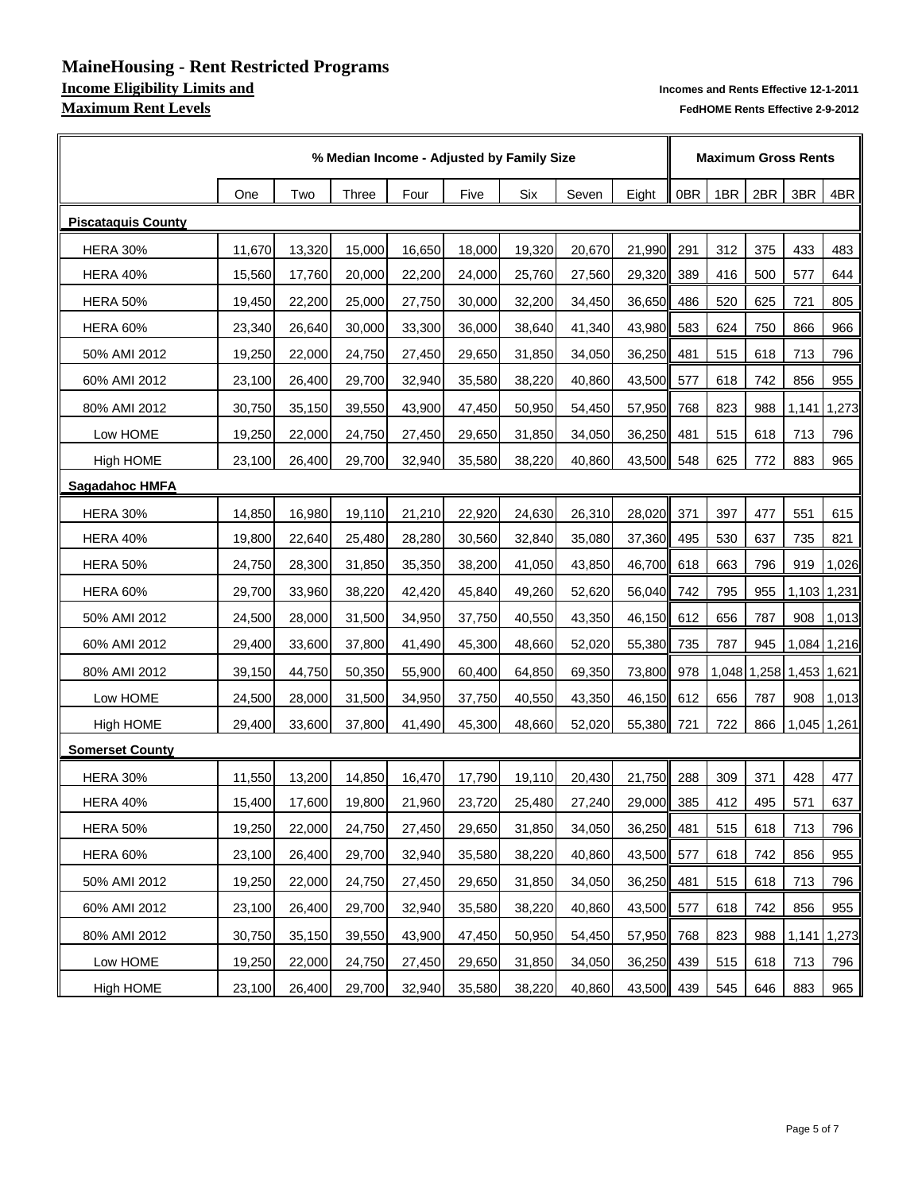# MaineHousing - Rent Restricted Programs

## Income Eligibility Limits and Maximum Rent Levels

**Incomes and Rents Effective 12-1-2011**

**FedHOME Rents Effective 2-9-2012**

| | % Median Income - Adjusted by Family Size | | | | | | | | Maximum Gross Rents | | | | |
|---|---|---|---|---|---|---|---|---|---|---|---|---|---|
| | One | Two | Three | Four | Five | Six | Seven | Eight | 0BR | 1BR | 2BR | 3BR | 4BR |
| **Piscataquis County** | | | | | | | | | | | | | |
| HERA 30% | 11,670 | 13,320 | 15,000 | 16,650 | 18,000 | 19,320 | 20,670 | 21,990 | 291 | 312 | 375 | 433 | 483 |
| HERA 40% | 15,560 | 17,760 | 20,000 | 22,200 | 24,000 | 25,760 | 27,560 | 29,320 | 389 | 416 | 500 | 577 | 644 |
| HERA 50% | 19,450 | 22,200 | 25,000 | 27,750 | 30,000 | 32,200 | 34,450 | 36,650 | 486 | 520 | 625 | 721 | 805 |
| HERA 60% | 23,340 | 26,640 | 30,000 | 33,300 | 36,000 | 38,640 | 41,340 | 43,980 | 583 | 624 | 750 | 866 | 966 |
| 50% AMI 2012 | 19,250 | 22,000 | 24,750 | 27,450 | 29,650 | 31,850 | 34,050 | 36,250 | 481 | 515 | 618 | 713 | 796 |
| 60% AMI 2012 | 23,100 | 26,400 | 29,700 | 32,940 | 35,580 | 38,220 | 40,860 | 43,500 | 577 | 618 | 742 | 856 | 955 |
| 80% AMI 2012 | 30,750 | 35,150 | 39,550 | 43,900 | 47,450 | 50,950 | 54,450 | 57,950 | 768 | 823 | 988 | 1,141 | 1,273 |
| Low HOME | 19,250 | 22,000 | 24,750 | 27,450 | 29,650 | 31,850 | 34,050 | 36,250 | 481 | 515 | 618 | 713 | 796 |
| High HOME | 23,100 | 26,400 | 29,700 | 32,940 | 35,580 | 38,220 | 40,860 | 43,500 | 548 | 625 | 772 | 883 | 965 |
| **Sagadahoc HMFA** | | | | | | | | | | | | | |
| HERA 30% | 14,850 | 16,980 | 19,110 | 21,210 | 22,920 | 24,630 | 26,310 | 28,020 | 371 | 397 | 477 | 551 | 615 |
| HERA 40% | 19,800 | 22,640 | 25,480 | 28,280 | 30,560 | 32,840 | 35,080 | 37,360 | 495 | 530 | 637 | 735 | 821 |
| HERA 50% | 24,750 | 28,300 | 31,850 | 35,350 | 38,200 | 41,050 | 43,850 | 46,700 | 618 | 663 | 796 | 919 | 1,026 |
| HERA 60% | 29,700 | 33,960 | 38,220 | 42,420 | 45,840 | 49,260 | 52,620 | 56,040 | 742 | 795 | 955 | 1,103 | 1,231 |
| 50% AMI 2012 | 24,500 | 28,000 | 31,500 | 34,950 | 37,750 | 40,550 | 43,350 | 46,150 | 612 | 656 | 787 | 908 | 1,013 |
| 60% AMI 2012 | 29,400 | 33,600 | 37,800 | 41,490 | 45,300 | 48,660 | 52,020 | 55,380 | 735 | 787 | 945 | 1,084 | 1,216 |
| 80% AMI 2012 | 39,150 | 44,750 | 50,350 | 55,900 | 60,400 | 64,850 | 69,350 | 73,800 | 978 | 1,048 | 1,258 | 1,453 | 1,621 |
| Low HOME | 24,500 | 28,000 | 31,500 | 34,950 | 37,750 | 40,550 | 43,350 | 46,150 | 612 | 656 | 787 | 908 | 1,013 |
| High HOME | 29,400 | 33,600 | 37,800 | 41,490 | 45,300 | 48,660 | 52,020 | 55,380 | 721 | 722 | 866 | 1,045 | 1,261 |
| **Somerset County** | | | | | | | | | | | | | |
| HERA 30% | 11,550 | 13,200 | 14,850 | 16,470 | 17,790 | 19,110 | 20,430 | 21,750 | 288 | 309 | 371 | 428 | 477 |
| HERA 40% | 15,400 | 17,600 | 19,800 | 21,960 | 23,720 | 25,480 | 27,240 | 29,000 | 385 | 412 | 495 | 571 | 637 |
| HERA 50% | 19,250 | 22,000 | 24,750 | 27,450 | 29,650 | 31,850 | 34,050 | 36,250 | 481 | 515 | 618 | 713 | 796 |
| HERA 60% | 23,100 | 26,400 | 29,700 | 32,940 | 35,580 | 38,220 | 40,860 | 43,500 | 577 | 618 | 742 | 856 | 955 |
| 50% AMI 2012 | 19,250 | 22,000 | 24,750 | 27,450 | 29,650 | 31,850 | 34,050 | 36,250 | 481 | 515 | 618 | 713 | 796 |
| 60% AMI 2012 | 23,100 | 26,400 | 29,700 | 32,940 | 35,580 | 38,220 | 40,860 | 43,500 | 577 | 618 | 742 | 856 | 955 |
| 80% AMI 2012 | 30,750 | 35,150 | 39,550 | 43,900 | 47,450 | 50,950 | 54,450 | 57,950 | 768 | 823 | 988 | 1,141 | 1,273 |
| Low HOME | 19,250 | 22,000 | 24,750 | 27,450 | 29,650 | 31,850 | 34,050 | 36,250 | 439 | 515 | 618 | 713 | 796 |
| High HOME | 23,100 | 26,400 | 29,700 | 32,940 | 35,580 | 38,220 | 40,860 | 43,500 | 439 | 545 | 646 | 883 | 965 |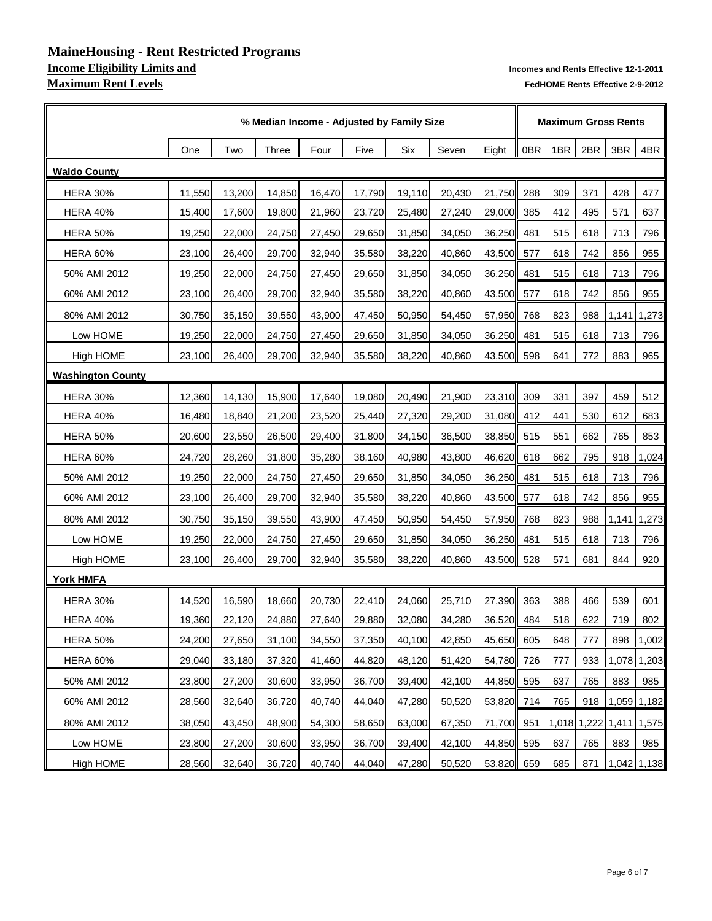# MaineHousing - Rent Restricted Programs

## Income Eligibility Limits and Maximum Rent Levels

Incomes and Rents Effective 12-1-2011
FedHOME Rents Effective 2-9-2012

| | % Median Income - Adjusted by Family Size | | | | | | | | Maximum Gross Rents | | | | |
|---|---|---|---|---|---|---|---|---|---|---|---|---|---|
| | One | Two | Three | Four | Five | Six | Seven | Eight | 0BR | 1BR | 2BR | 3BR | 4BR |
| **Waldo County** | | | | | | | | | | | | | |
| HERA 30% | 11,550 | 13,200 | 14,850 | 16,470 | 17,790 | 19,110 | 20,430 | 21,750 | 288 | 309 | 371 | 428 | 477 |
| HERA 40% | 15,400 | 17,600 | 19,800 | 21,960 | 23,720 | 25,480 | 27,240 | 29,000 | 385 | 412 | 495 | 571 | 637 |
| HERA 50% | 19,250 | 22,000 | 24,750 | 27,450 | 29,650 | 31,850 | 34,050 | 36,250 | 481 | 515 | 618 | 713 | 796 |
| HERA 60% | 23,100 | 26,400 | 29,700 | 32,940 | 35,580 | 38,220 | 40,860 | 43,500 | 577 | 618 | 742 | 856 | 955 |
| 50% AMI 2012 | 19,250 | 22,000 | 24,750 | 27,450 | 29,650 | 31,850 | 34,050 | 36,250 | 481 | 515 | 618 | 713 | 796 |
| 60% AMI 2012 | 23,100 | 26,400 | 29,700 | 32,940 | 35,580 | 38,220 | 40,860 | 43,500 | 577 | 618 | 742 | 856 | 955 |
| 80% AMI 2012 | 30,750 | 35,150 | 39,550 | 43,900 | 47,450 | 50,950 | 54,450 | 57,950 | 768 | 823 | 988 | 1,141 | 1,273 |
| Low HOME | 19,250 | 22,000 | 24,750 | 27,450 | 29,650 | 31,850 | 34,050 | 36,250 | 481 | 515 | 618 | 713 | 796 |
| High HOME | 23,100 | 26,400 | 29,700 | 32,940 | 35,580 | 38,220 | 40,860 | 43,500 | 598 | 641 | 772 | 883 | 965 |
| **Washington County** | | | | | | | | | | | | | |
| HERA 30% | 12,360 | 14,130 | 15,900 | 17,640 | 19,080 | 20,490 | 21,900 | 23,310 | 309 | 331 | 397 | 459 | 512 |
| HERA 40% | 16,480 | 18,840 | 21,200 | 23,520 | 25,440 | 27,320 | 29,200 | 31,080 | 412 | 441 | 530 | 612 | 683 |
| HERA 50% | 20,600 | 23,550 | 26,500 | 29,400 | 31,800 | 34,150 | 36,500 | 38,850 | 515 | 551 | 662 | 765 | 853 |
| HERA 60% | 24,720 | 28,260 | 31,800 | 35,280 | 38,160 | 40,980 | 43,800 | 46,620 | 618 | 662 | 795 | 918 | 1,024 |
| 50% AMI 2012 | 19,250 | 22,000 | 24,750 | 27,450 | 29,650 | 31,850 | 34,050 | 36,250 | 481 | 515 | 618 | 713 | 796 |
| 60% AMI 2012 | 23,100 | 26,400 | 29,700 | 32,940 | 35,580 | 38,220 | 40,860 | 43,500 | 577 | 618 | 742 | 856 | 955 |
| 80% AMI 2012 | 30,750 | 35,150 | 39,550 | 43,900 | 47,450 | 50,950 | 54,450 | 57,950 | 768 | 823 | 988 | 1,141 | 1,273 |
| Low HOME | 19,250 | 22,000 | 24,750 | 27,450 | 29,650 | 31,850 | 34,050 | 36,250 | 481 | 515 | 618 | 713 | 796 |
| High HOME | 23,100 | 26,400 | 29,700 | 32,940 | 35,580 | 38,220 | 40,860 | 43,500 | 528 | 571 | 681 | 844 | 920 |
| **York HMFA** | | | | | | | | | | | | | |
| HERA 30% | 14,520 | 16,590 | 18,660 | 20,730 | 22,410 | 24,060 | 25,710 | 27,390 | 363 | 388 | 466 | 539 | 601 |
| HERA 40% | 19,360 | 22,120 | 24,880 | 27,640 | 29,880 | 32,080 | 34,280 | 36,520 | 484 | 518 | 622 | 719 | 802 |
| HERA 50% | 24,200 | 27,650 | 31,100 | 34,550 | 37,350 | 40,100 | 42,850 | 45,650 | 605 | 648 | 777 | 898 | 1,002 |
| HERA 60% | 29,040 | 33,180 | 37,320 | 41,460 | 44,820 | 48,120 | 51,420 | 54,780 | 726 | 777 | 933 | 1,078 | 1,203 |
| 50% AMI 2012 | 23,800 | 27,200 | 30,600 | 33,950 | 36,700 | 39,400 | 42,100 | 44,850 | 595 | 637 | 765 | 883 | 985 |
| 60% AMI 2012 | 28,560 | 32,640 | 36,720 | 40,740 | 44,040 | 47,280 | 50,520 | 53,820 | 714 | 765 | 918 | 1,059 | 1,182 |
| 80% AMI 2012 | 38,050 | 43,450 | 48,900 | 54,300 | 58,650 | 63,000 | 67,350 | 71,700 | 951 | 1,018 | 1,222 | 1,411 | 1,575 |
| Low HOME | 23,800 | 27,200 | 30,600 | 33,950 | 36,700 | 39,400 | 42,100 | 44,850 | 595 | 637 | 765 | 883 | 985 |
| High HOME | 28,560 | 32,640 | 36,720 | 40,740 | 44,040 | 47,280 | 50,520 | 53,820 | 659 | 685 | 871 | 1,042 | 1,138 |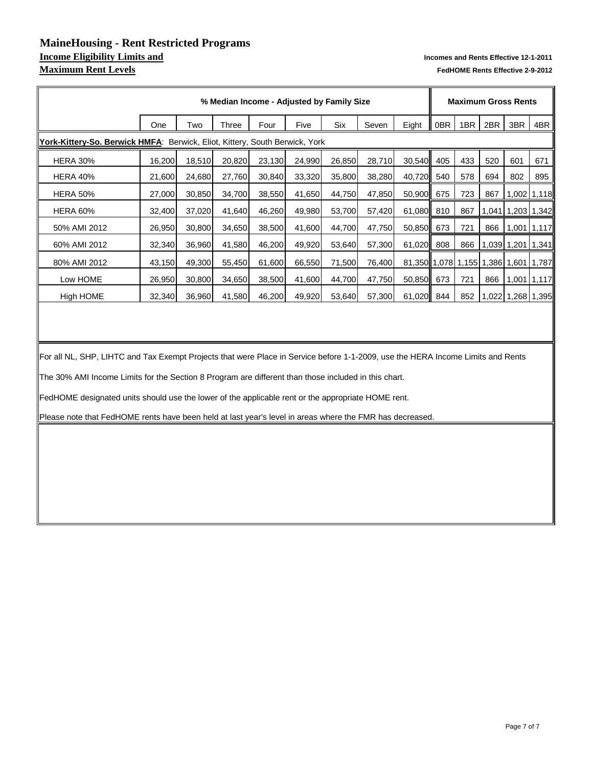# MaineHousing - Rent Restricted Programs

## Income Eligibility Limits and Maximum Rent Levels

**Incomes and Rents Effective 12-1-2011**

**FedHOME Rents Effective 2-9-2012**

| | % Median Income - Adjusted by Family Size | | | | | | | | Maximum Gross Rents | | | | |
|---|---|---|---|---|---|---|---|---|---|---|---|---|---|
| | One | Two | Three | Four | Five | Six | Seven | Eight | 0BR | 1BR | 2BR | 3BR | 4BR |
| **York-Kittery-So. Berwick HMFA**: Berwick, Eliot, Kittery, South Berwick, York | | | | | | | | | | | | | |
| HERA 30% | 16,200 | 18,510 | 20,820 | 23,130 | 24,990 | 26,850 | 28,710 | 30,540 | 405 | 433 | 520 | 601 | 671 |
| HERA 40% | 21,600 | 24,680 | 27,760 | 30,840 | 33,320 | 35,800 | 38,280 | 40,720 | 540 | 578 | 694 | 802 | 895 |
| HERA 50% | 27,000 | 30,850 | 34,700 | 38,550 | 41,650 | 44,750 | 47,850 | 50,900 | 675 | 723 | 867 | 1,002 | 1,118 |
| HERA 60% | 32,400 | 37,020 | 41,640 | 46,260 | 49,980 | 53,700 | 57,420 | 61,080 | 810 | 867 | 1,041 | 1,203 | 1,342 |
| 50% AMI 2012 | 26,950 | 30,800 | 34,650 | 38,500 | 41,600 | 44,700 | 47,750 | 50,850 | 673 | 721 | 866 | 1,001 | 1,117 |
| 60% AMI 2012 | 32,340 | 36,960 | 41,580 | 46,200 | 49,920 | 53,640 | 57,300 | 61,020 | 808 | 866 | 1,039 | 1,201 | 1,341 |
| 80% AMI 2012 | 43,150 | 49,300 | 55,450 | 61,600 | 66,550 | 71,500 | 76,400 | 81,350 | 1,078 | 1,155 | 1,386 | 1,601 | 1,787 |
| Low HOME | 26,950 | 30,800 | 34,650 | 38,500 | 41,600 | 44,700 | 47,750 | 50,850 | 673 | 721 | 866 | 1,001 | 1,117 |
| High HOME | 32,340 | 36,960 | 41,580 | 46,200 | 49,920 | 53,640 | 57,300 | 61,020 | 844 | 852 | 1,022 | 1,268 | 1,395 |

For all NL, SHP, LIHTC and Tax Exempt Projects that were Place in Service before 1-1-2009, use the HERA Income Limits and Rents

The 30% AMI Income Limits for the Section 8 Program are different than those included in this chart.

FedHOME designated units should use the lower of the applicable rent or the appropriate HOME rent.

Please note that FedHOME rents have been held at last year's level in areas where the FMR has decreased.